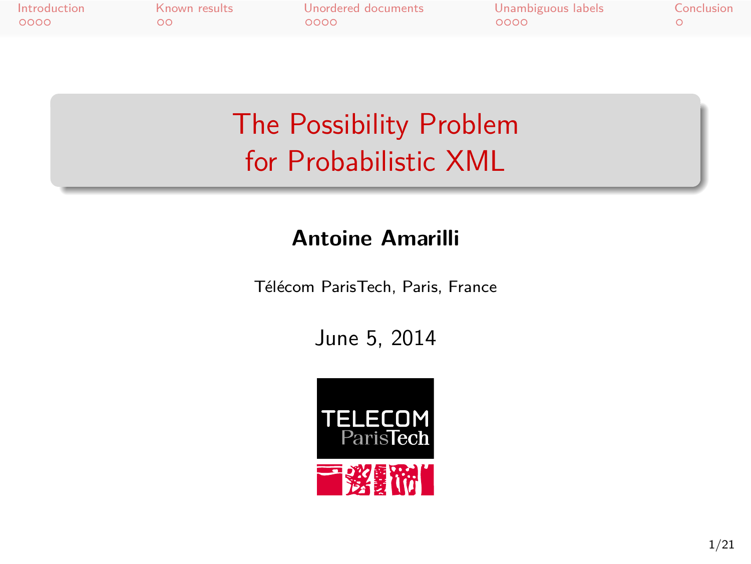# The Possibility Problem for Probabilistic XML

**Antoine Amarilli**

Télécom ParisTech, Paris, France

June 5, 2014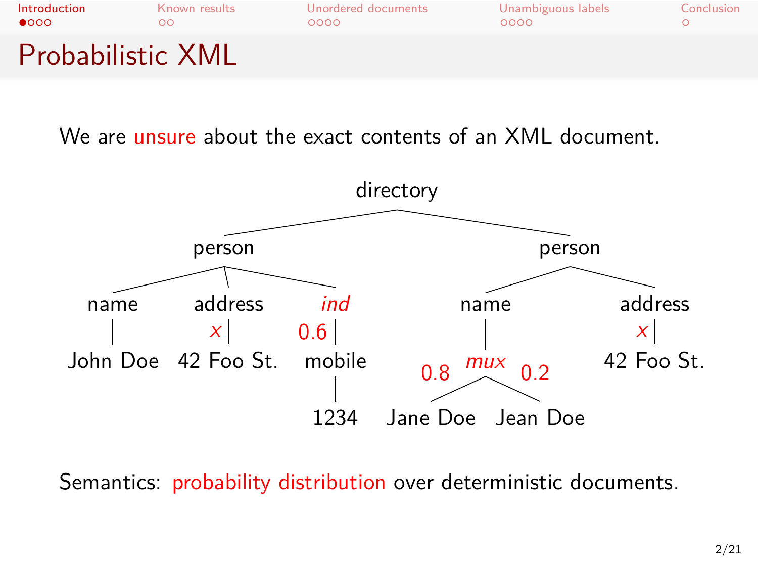# Probabilistic XML

We are unsure about the exact contents of an XML document.

```
                         directory
                ┌────────────┴────────────┐
             person                     person
      ┌────────┼────────┐           ┌─────┴─────┐
    name    address    ind         name       address
     |       x |    0.6 |           |          x |
  John Doe  42 Foo St.  mobile     mux        42 Foo St.
                        |        0.8 / \ 0.2
                       1234  Jane Doe  Jean Doe
```

Semantics: probability distribution over deterministic documents.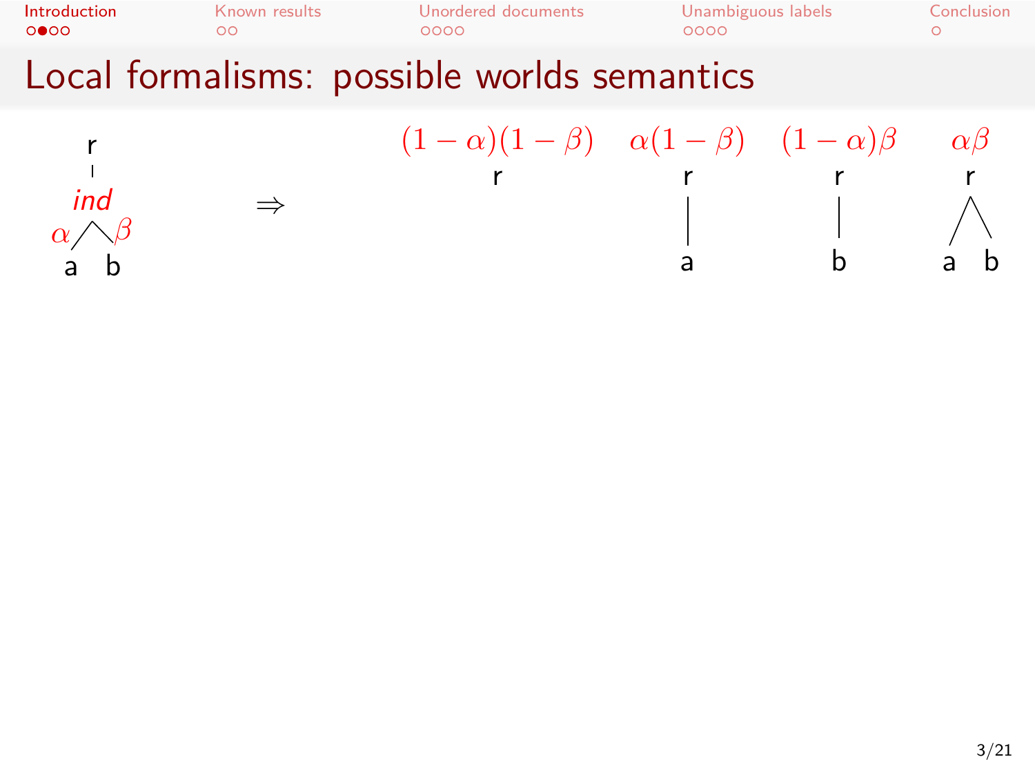# Local formalisms: possible worlds semantics

r — *ind* — $\alpha$ a, $\beta$ b $\Rightarrow$

| $(1-\alpha)(1-\beta)$ | $\alpha(1-\beta)$ | $(1-\alpha)\beta$ | $\alpha\beta$ |
|---|---|---|---|
| r | r — a | r — b | r — a b |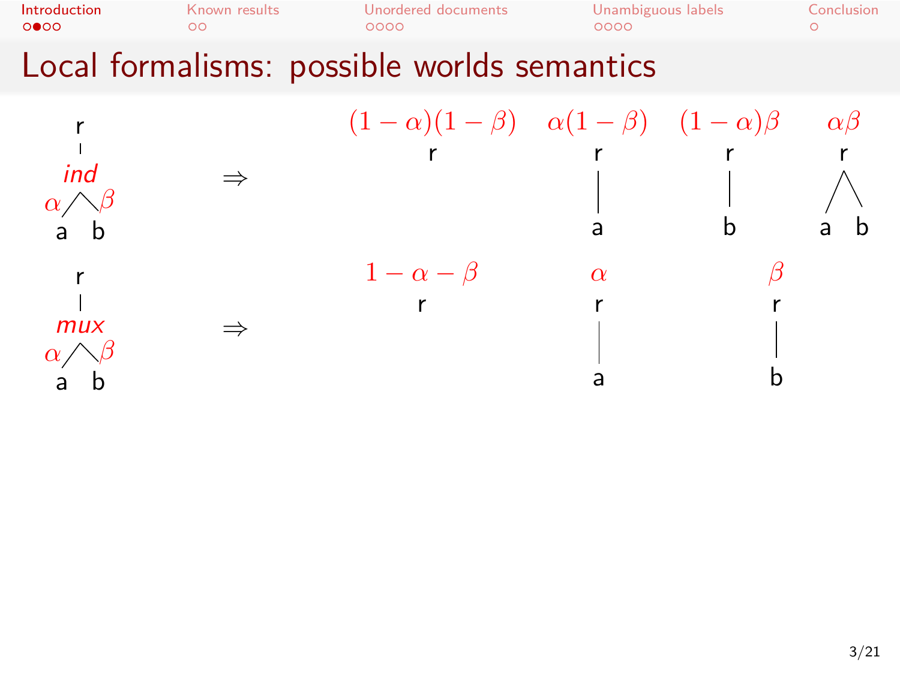# Local formalisms: possible worlds semantics

r — *ind* — $\alpha$: a, $\beta$: b $\Rightarrow$

| $(1-\alpha)(1-\beta)$ | $\alpha(1-\beta)$ | $(1-\alpha)\beta$ | $\alpha\beta$ |
|---|---|---|---|
| r | r — a | r — b | r — a, b |

r — *mux* — $\alpha$: a, $\beta$: b $\Rightarrow$

| $1-\alpha-\beta$ | $\alpha$ | $\beta$ |
|---|---|---|
| r | r — a | r — b |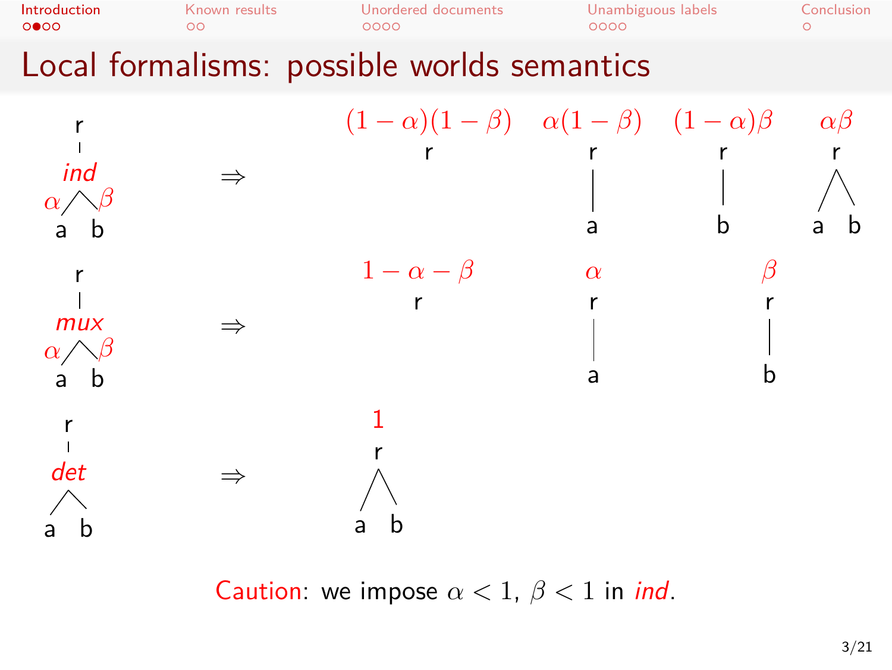# Local formalisms: possible worlds semantics

**ind** node: r has child *ind*, whose children are a (probability $\alpha$) and b (probability $\beta$) $\Rightarrow$

| Probability | World |
|---|---|
| $(1-\alpha)(1-\beta)$ | r |
| $\alpha(1-\beta)$ | r with child a |
| $(1-\alpha)\beta$ | r with child b |
| $\alpha\beta$ | r with children a, b |

**mux** node: r has child *mux*, whose children are a (probability $\alpha$) and b (probability $\beta$) $\Rightarrow$

| Probability | World |
|---|---|
| $1-\alpha-\beta$ | r |
| $\alpha$ | r with child a |
| $\beta$ | r with child b |

**det** node: r has child *det*, whose children are a and b $\Rightarrow$

| Probability | World |
|---|---|
| $1$ | r with children a, b |

Caution: we impose $\alpha < 1$, $\beta < 1$ in *ind*.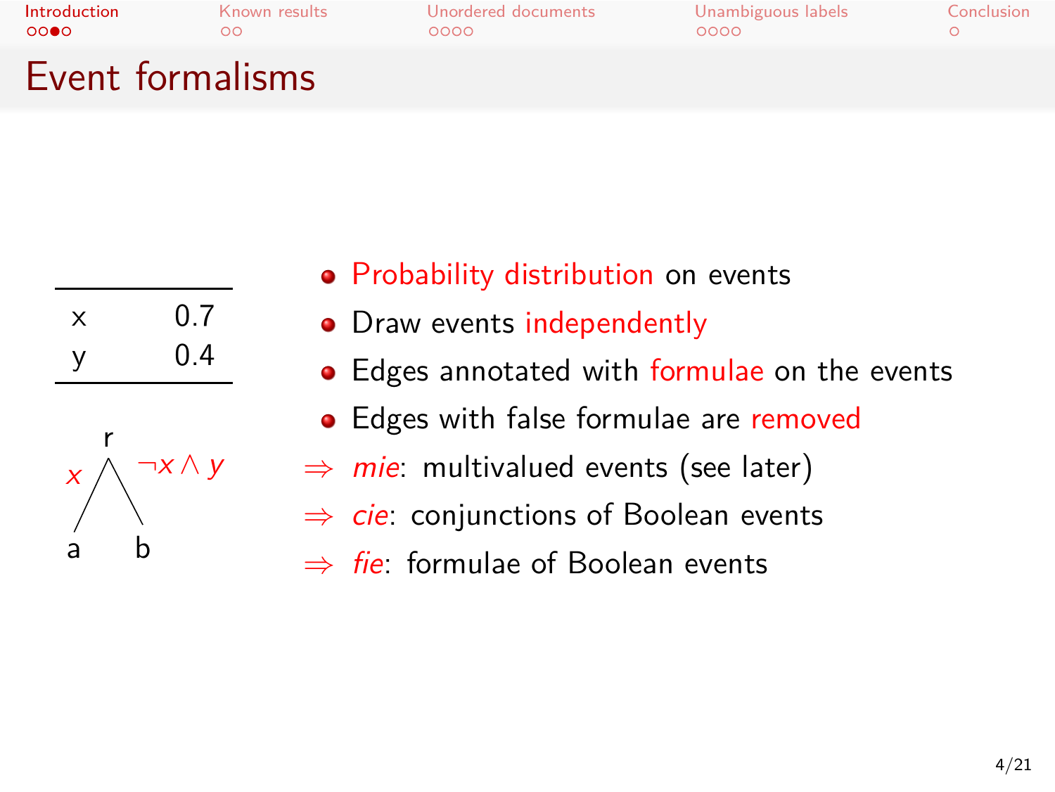# Event formalisms

| | |
|---|---|
| x | 0.7 |
| y | 0.4 |

r → a labeled $x$; r → b labeled $\neg x \wedge y$

- Probability distribution on events
- Draw events independently
- Edges annotated with formulae on the events
- Edges with false formulae are removed

⇒ *mie*: multivalued events (see later)

⇒ *cie*: conjunctions of Boolean events

⇒ *fie*: formulae of Boolean events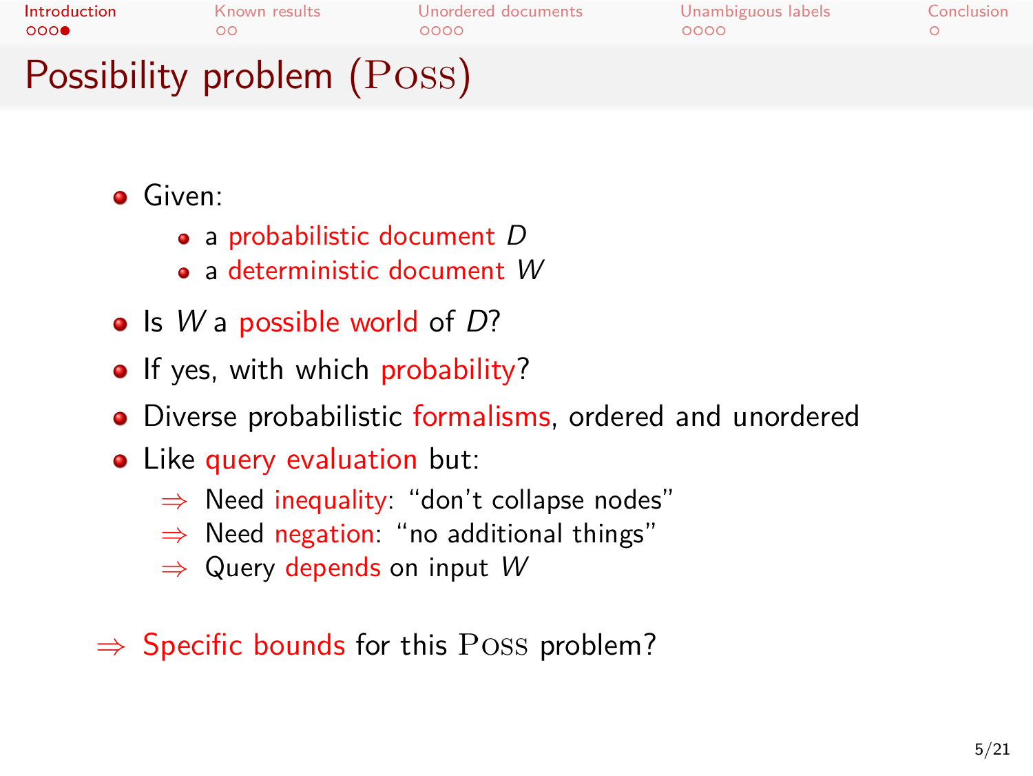# Possibility problem (POSS)

- Given:
  - a probabilistic document $D$
  - a deterministic document $W$
- Is $W$ a possible world of $D$?
- If yes, with which probability?
- Diverse probabilistic formalisms, ordered and unordered
- Like query evaluation but:
  - ⇒ Need inequality: “don’t collapse nodes”
  - ⇒ Need negation: “no additional things”
  - ⇒ Query depends on input $W$

⇒ Specific bounds for this POSS problem?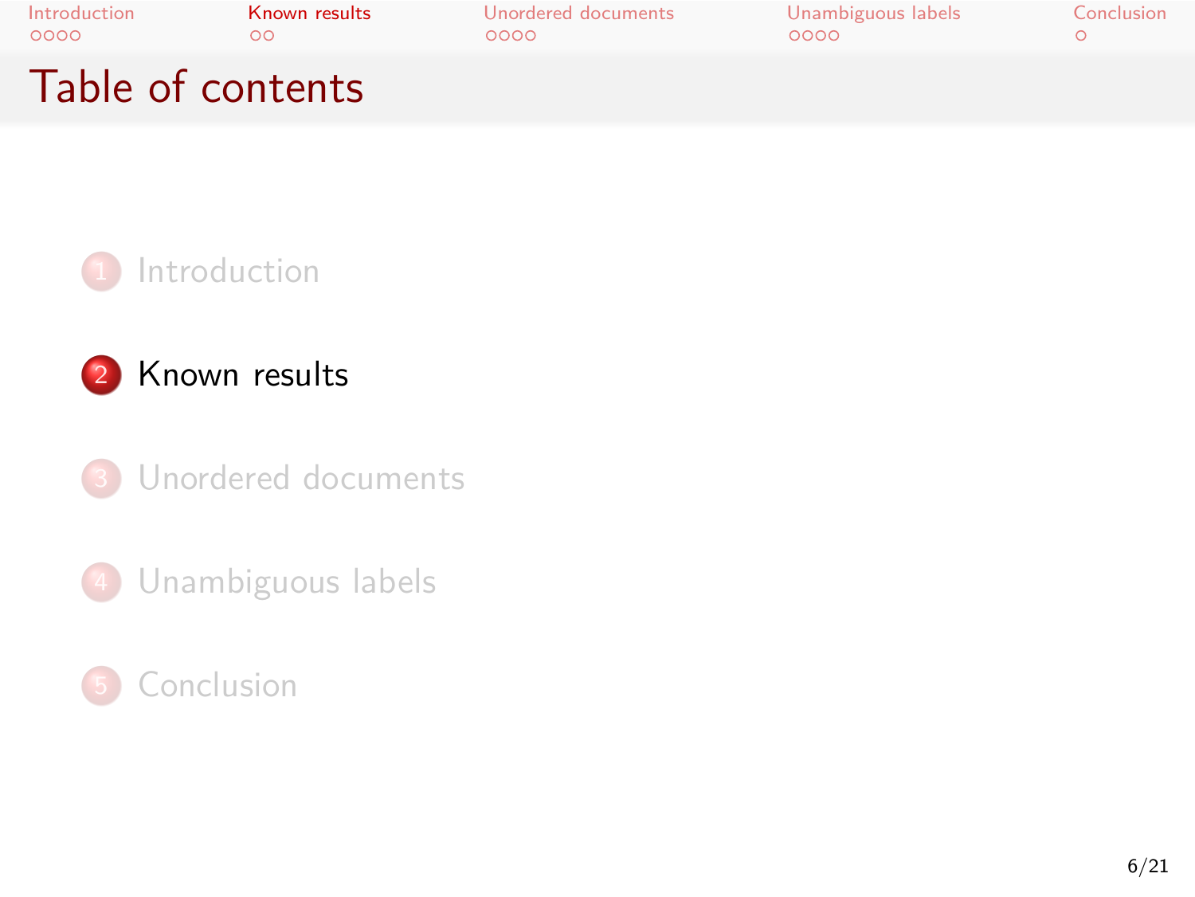# Table of contents

1. Introduction
2. Known results
3. Unordered documents
4. Unambiguous labels
5. Conclusion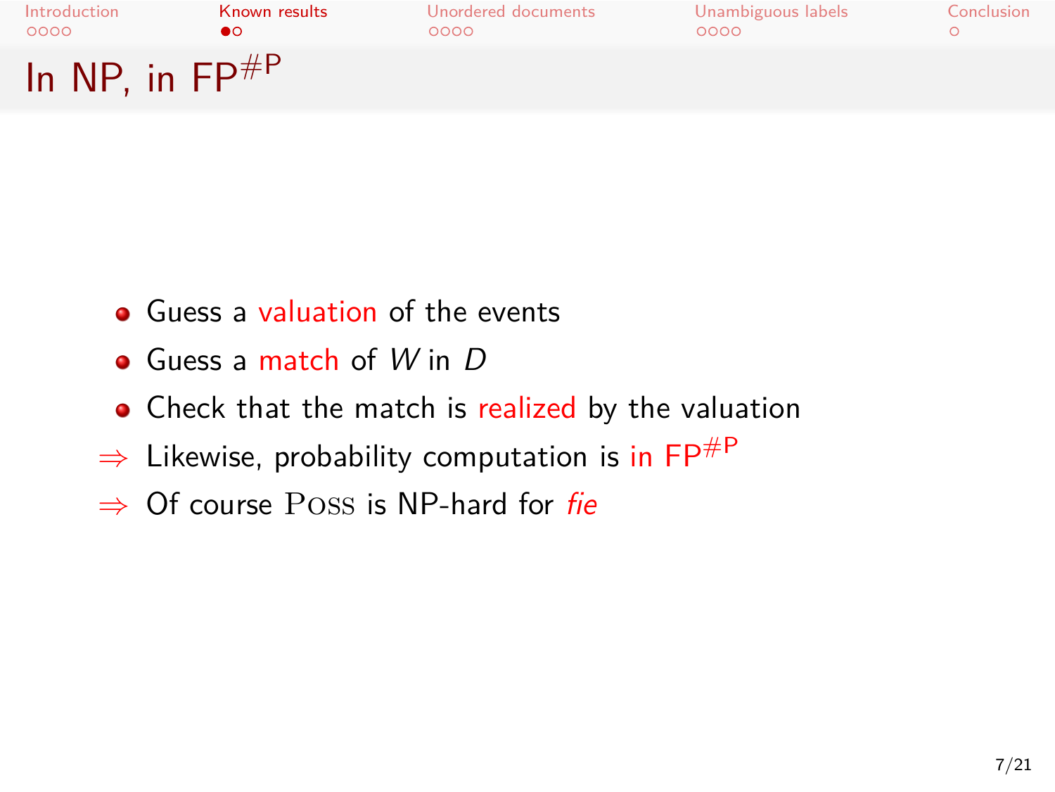# In NP, in $FP^{\#P}$

- Guess a valuation of the events
- Guess a match of $W$ in $D$
- Check that the match is realized by the valuation

⇒ Likewise, probability computation is in $FP^{\#P}$

⇒ Of course Poss is NP-hard for *fie*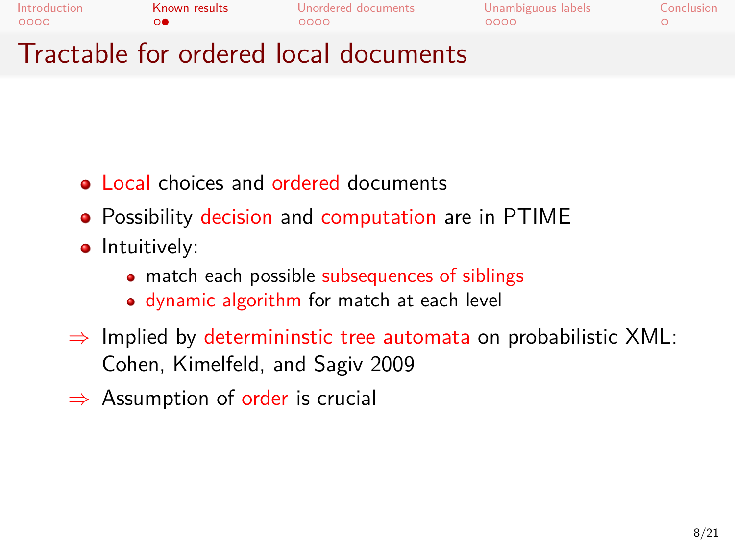# Tractable for ordered local documents

- Local choices and ordered documents
- Possibility decision and computation are in PTIME
- Intuitively:
  - match each possible subsequences of siblings
  - dynamic algorithm for match at each level

⇒ Implied by determininstic tree automata on probabilistic XML: Cohen, Kimelfeld, and Sagiv 2009

⇒ Assumption of order is crucial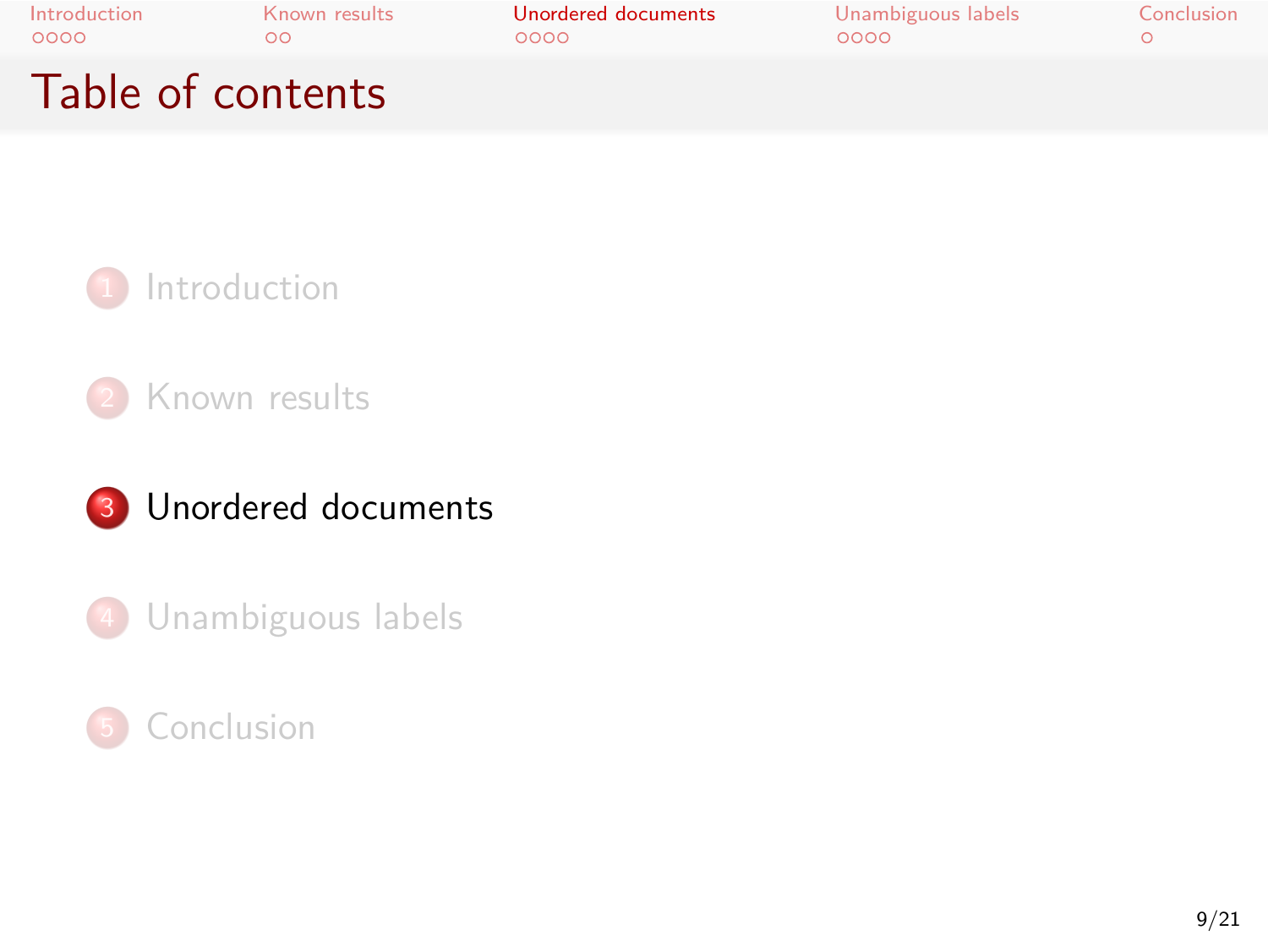# Table of contents

1. Introduction
2. Known results
3. **Unordered documents**
4. Unambiguous labels
5. Conclusion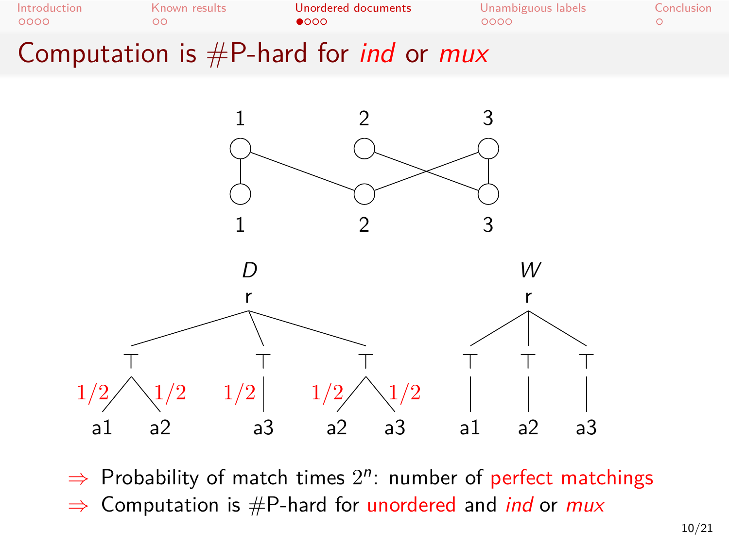# Computation is #P-hard for *ind* or *mux*

$\Rightarrow$ Probability of match times $2^n$: number of perfect matchings

$\Rightarrow$ Computation is #P-hard for unordered and *ind* or *mux*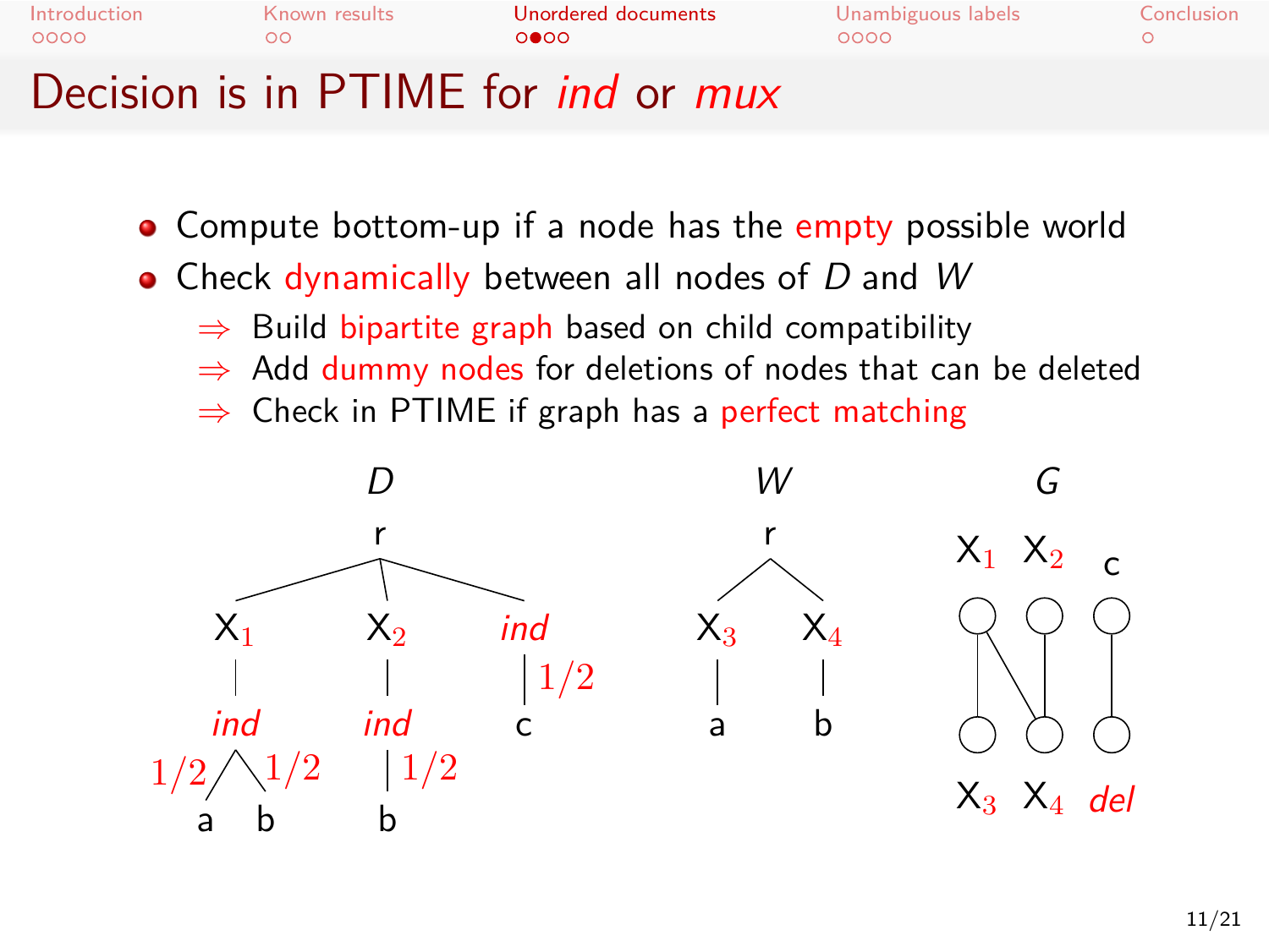# Decision is in PTIME for *ind* or *mux*

- Compute bottom-up if a node has the empty possible world
- Check dynamically between all nodes of $D$ and $W$
  - ⇒ Build bipartite graph based on child compatibility
  - ⇒ Add dummy nodes for deletions of nodes that can be deleted
  - ⇒ Check in PTIME if graph has a perfect matching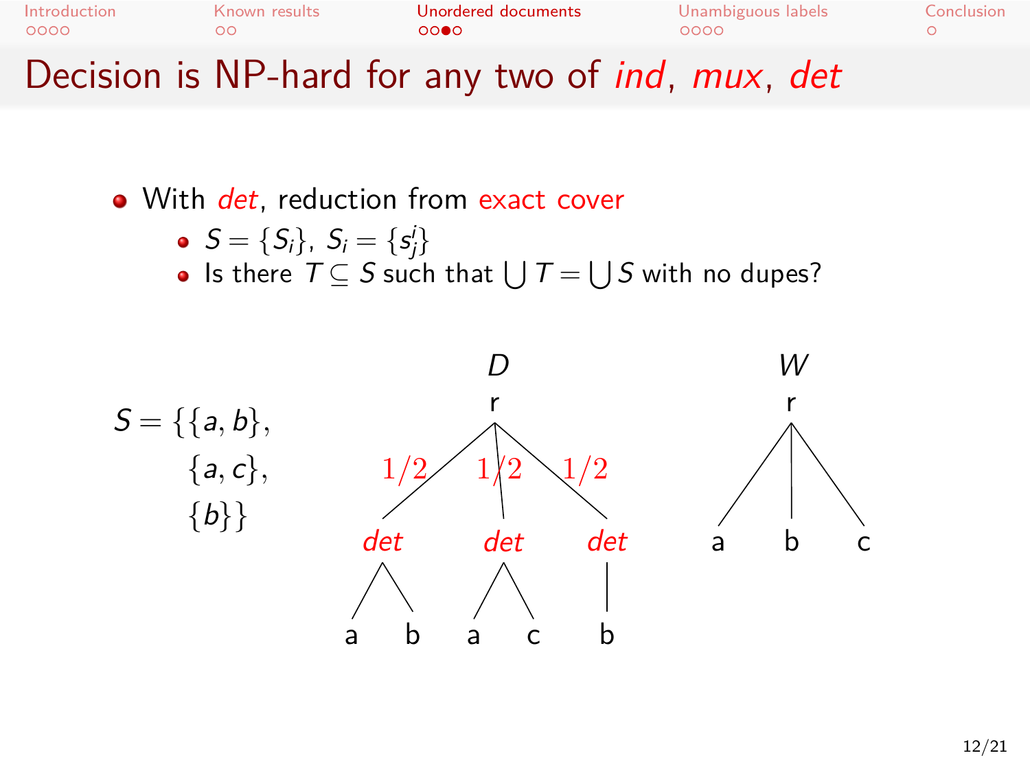# Decision is NP-hard for any two of *ind*, *mux*, *det*

- With *det*, reduction from exact cover
  - $S = \{S_i\}$, $S_i = \{s_j^i\}$
  - Is there $T \subseteq S$ such that $\bigcup T = \bigcup S$ with no dupes?

$S = \{\{a, b\},$
$\{a, c\},$
$\{b\}\}$

D: r with three children each with probability $1/2$: *det* (a, b), *det* (a, c), *det* (b)

W: r with children a, b, c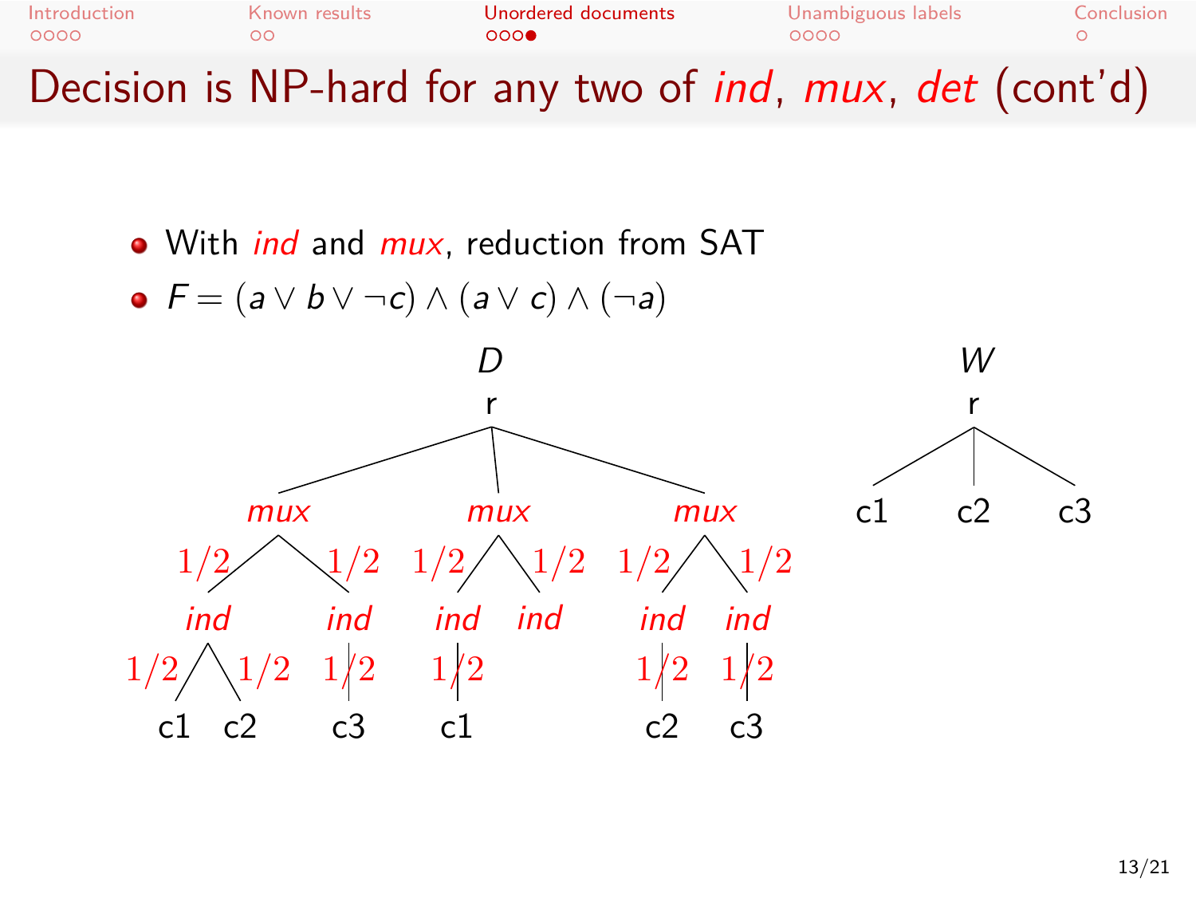# Decision is NP-hard for any two of *ind*, *mux*, *det* (cont'd)

- With *ind* and *mux*, reduction from SAT
- $F = (a \lor b \lor \neg c) \land (a \lor c) \land (\neg a)$

*D*

```
                         r
        ┌────────────────┼────────────────┐
       mux              mux              mux
   1/2 /   \ 1/2    1/2 /  \ 1/2     1/2 /  \ 1/2
     ind     ind     ind    ind       ind    ind
 1/2 / \ 1/2  | 1/2   | 1/2            | 1/2   | 1/2
   c1   c2   c3      c1               c2     c3
```

*W*

```
      r
   ┌──┼──┐
  c1  c2  c3
```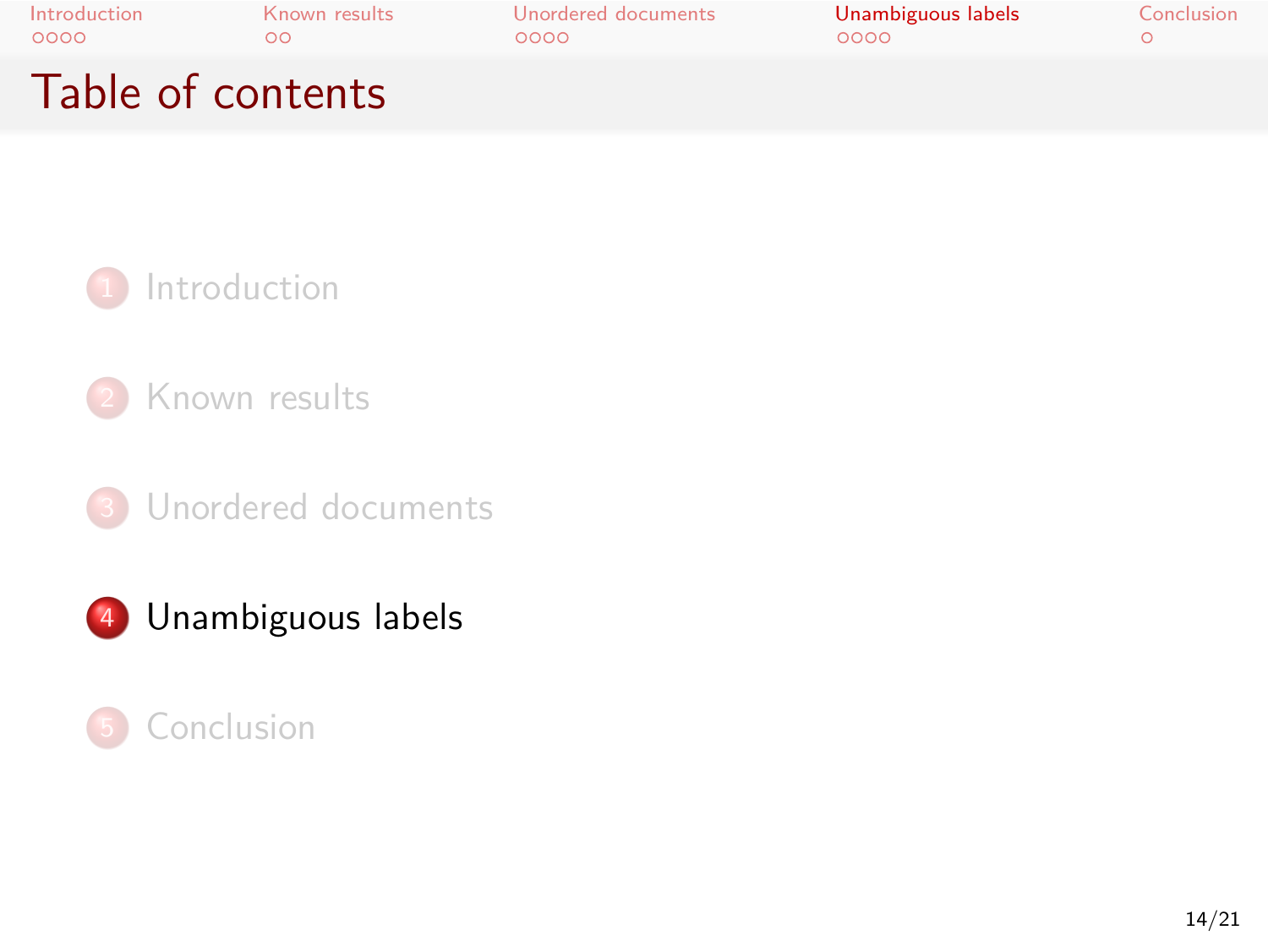# Table of contents

1. Introduction
2. Known results
3. Unordered documents
4. **Unambiguous labels**
5. Conclusion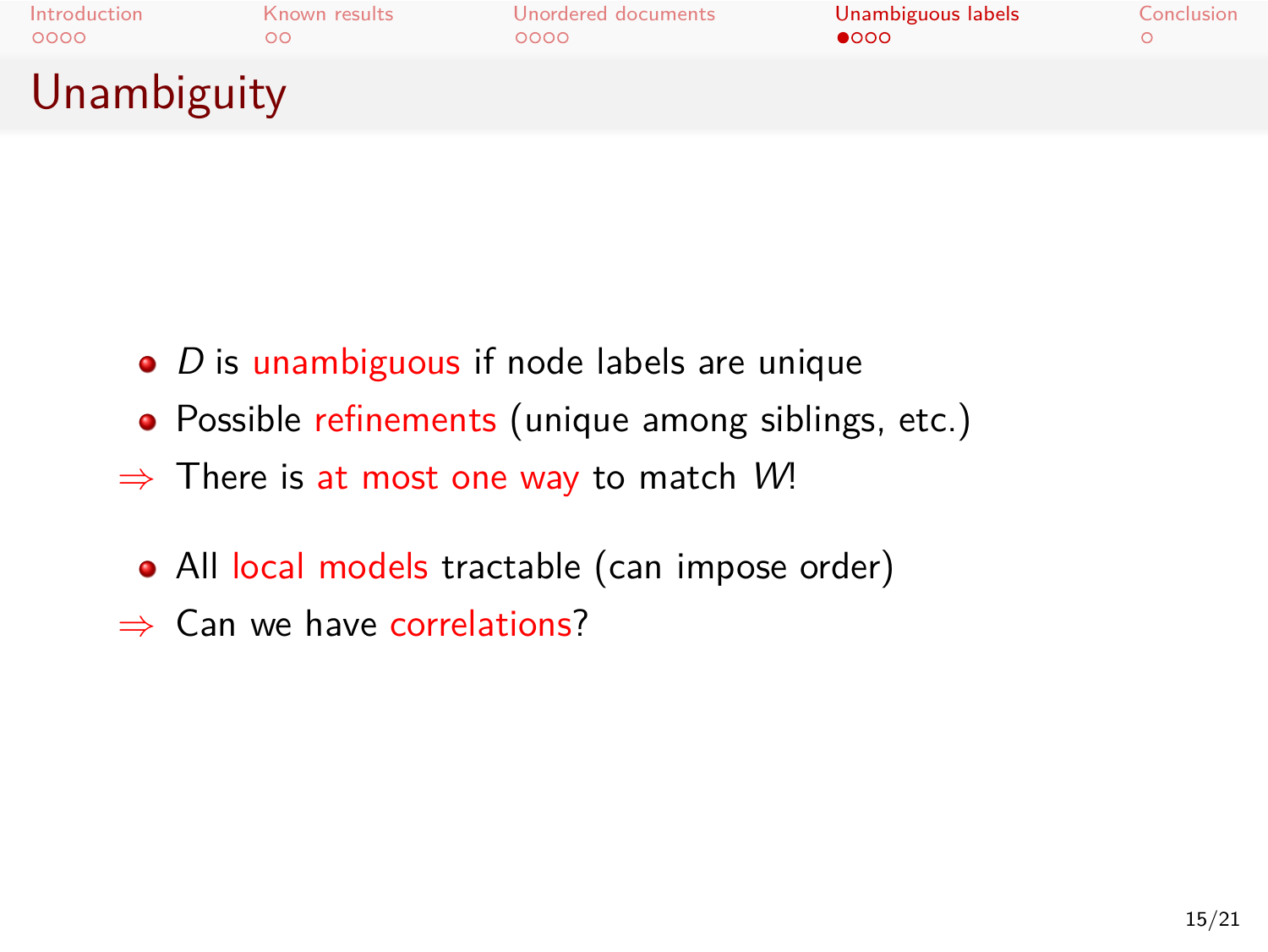# Unambiguity

- $D$ is unambiguous if node labels are unique
- Possible refinements (unique among siblings, etc.)

$\Rightarrow$ There is at most one way to match $W$!

- All local models tractable (can impose order)

$\Rightarrow$ Can we have correlations?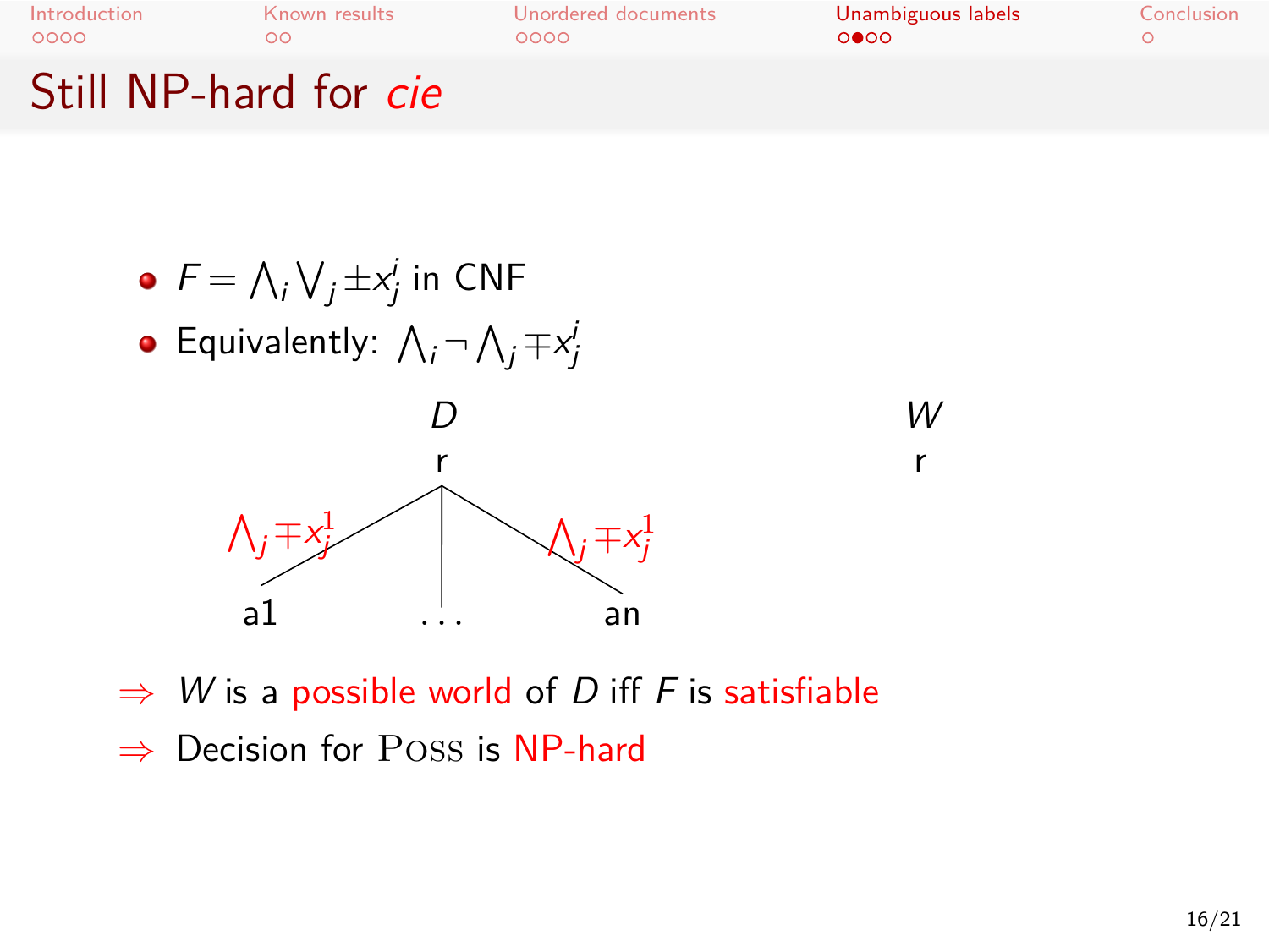# Still NP-hard for *cie*

- $F = \bigwedge_i \bigvee_j \pm x^i_j$ in CNF
- Equivalently: $\bigwedge_i \neg \bigwedge_j \mp x^i_j$

*D*

r

$\bigwedge_j \mp x^1_j$ &nbsp;&nbsp;&nbsp; $\bigwedge_j \mp x^1_j$

a1 &nbsp;&nbsp; ... &nbsp;&nbsp; an

*W*

r

$\Rightarrow$ *W* is a possible world of *D* iff *F* is satisfiable

$\Rightarrow$ Decision for POSS is NP-hard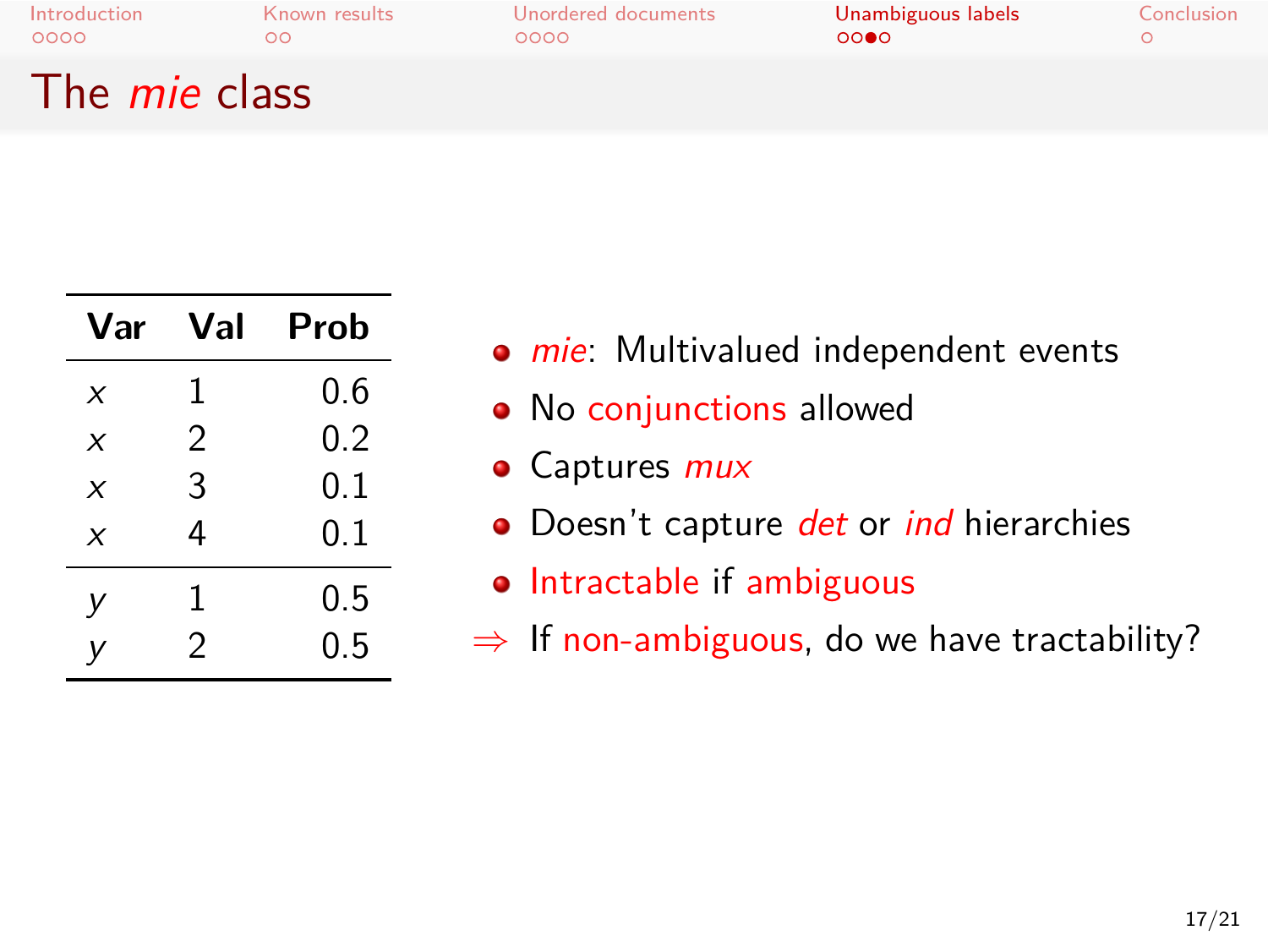# The *mie* class

| Var | Val | Prob |
|---|---|---|
| $x$ | 1 | 0.6 |
| $x$ | 2 | 0.2 |
| $x$ | 3 | 0.1 |
| $x$ | 4 | 0.1 |
| $y$ | 1 | 0.5 |
| $y$ | 2 | 0.5 |

- *mie*: Multivalued independent events
- No conjunctions allowed
- Captures *mux*
- Doesn't capture *det* or *ind* hierarchies
- Intractable if ambiguous

⇒ If non-ambiguous, do we have tractability?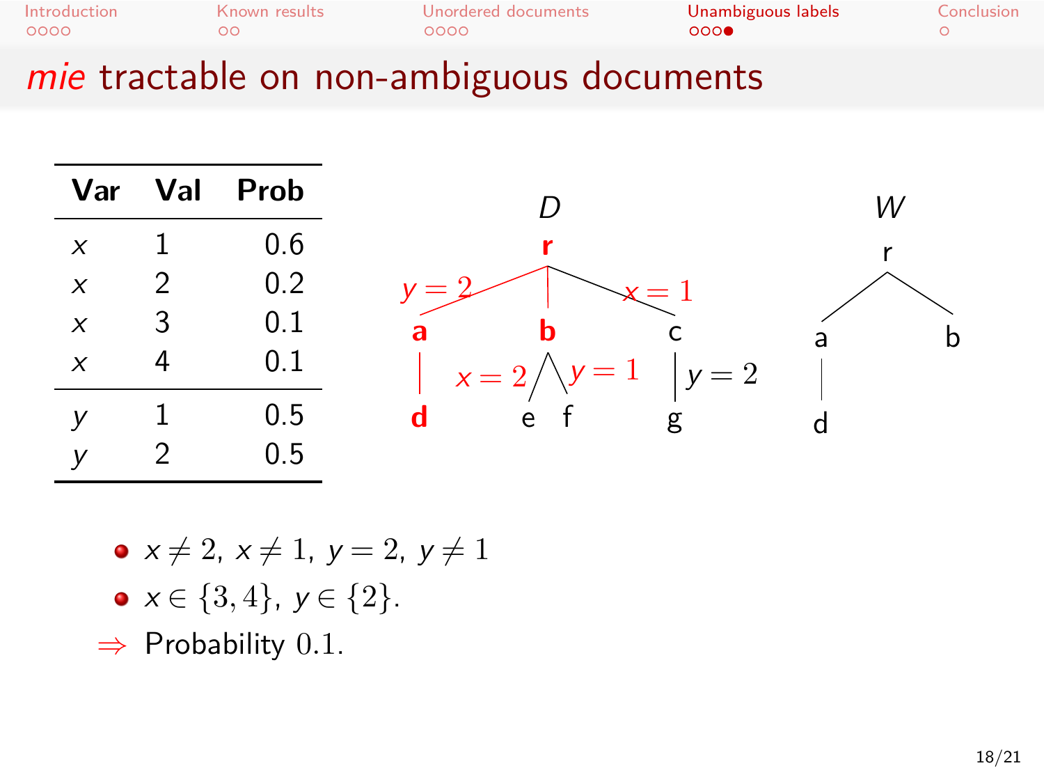# *mie* tractable on non-ambiguous documents

| Var | Val | Prob |
|---|---|---|
| $x$ | 1 | 0.6 |
| $x$ | 2 | 0.2 |
| $x$ | 3 | 0.1 |
| $x$ | 4 | 0.1 |
| $y$ | 1 | 0.5 |
| $y$ | 2 | 0.5 |

- $x \neq 2$, $x \neq 1$, $y = 2$, $y \neq 1$
- $x \in \{3, 4\}$, $y \in \{2\}$.

$\Rightarrow$ Probability $0.1$.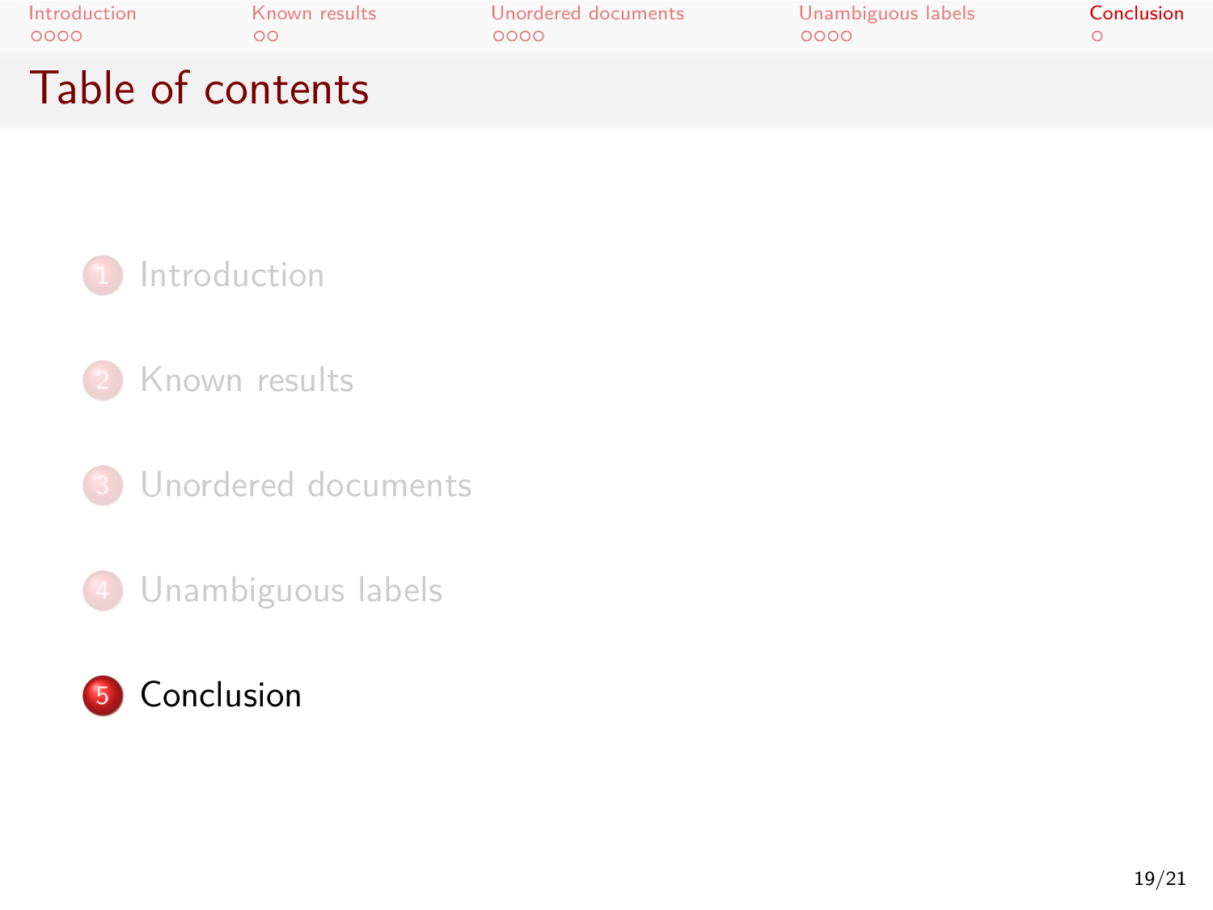# Table of contents

1. Introduction
2. Known results
3. Unordered documents
4. Unambiguous labels
5. Conclusion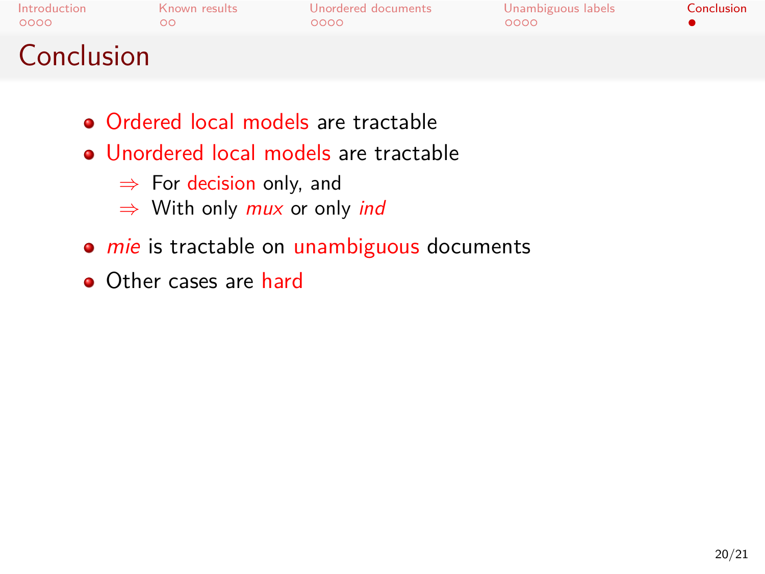# Conclusion

- Ordered local models are tractable
- Unordered local models are tractable
  - ⇒ For decision only, and
  - ⇒ With only *mux* or only *ind*
- *mie* is tractable on unambiguous documents
- Other cases are hard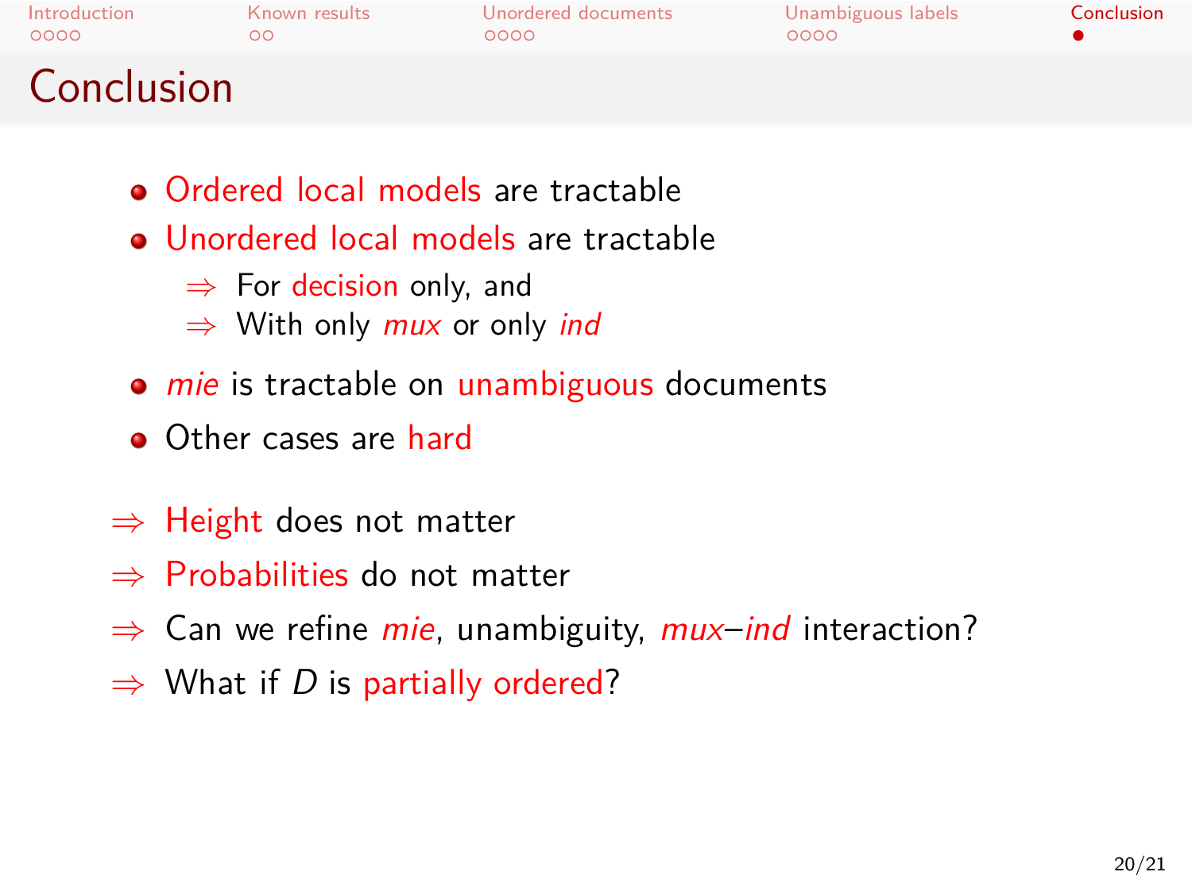# Conclusion

- Ordered local models are tractable
- Unordered local models are tractable
  - ⇒ For decision only, and
  - ⇒ With only *mux* or only *ind*
- *mie* is tractable on unambiguous documents
- Other cases are hard

⇒ Height does not matter

⇒ Probabilities do not matter

⇒ Can we refine *mie*, unambiguity, *mux*–*ind* interaction?

⇒ What if $D$ is partially ordered?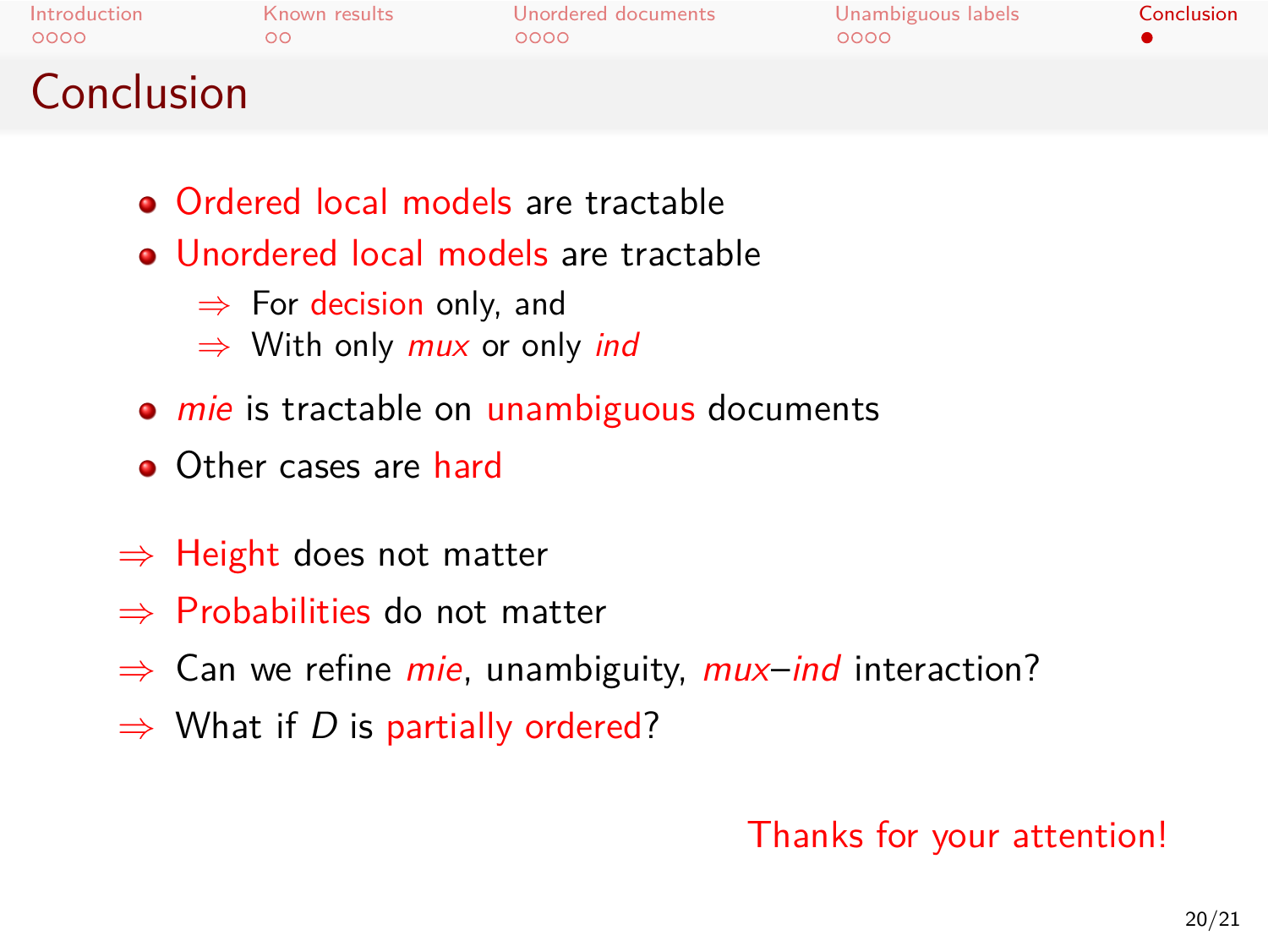# Conclusion

- Ordered local models are tractable
- Unordered local models are tractable
  - ⇒ For decision only, and
  - ⇒ With only *mux* or only *ind*
- *mie* is tractable on unambiguous documents
- Other cases are hard

⇒ Height does not matter

⇒ Probabilities do not matter

⇒ Can we refine *mie*, unambiguity, *mux*–*ind* interaction?

⇒ What if $D$ is partially ordered?

Thanks for your attention!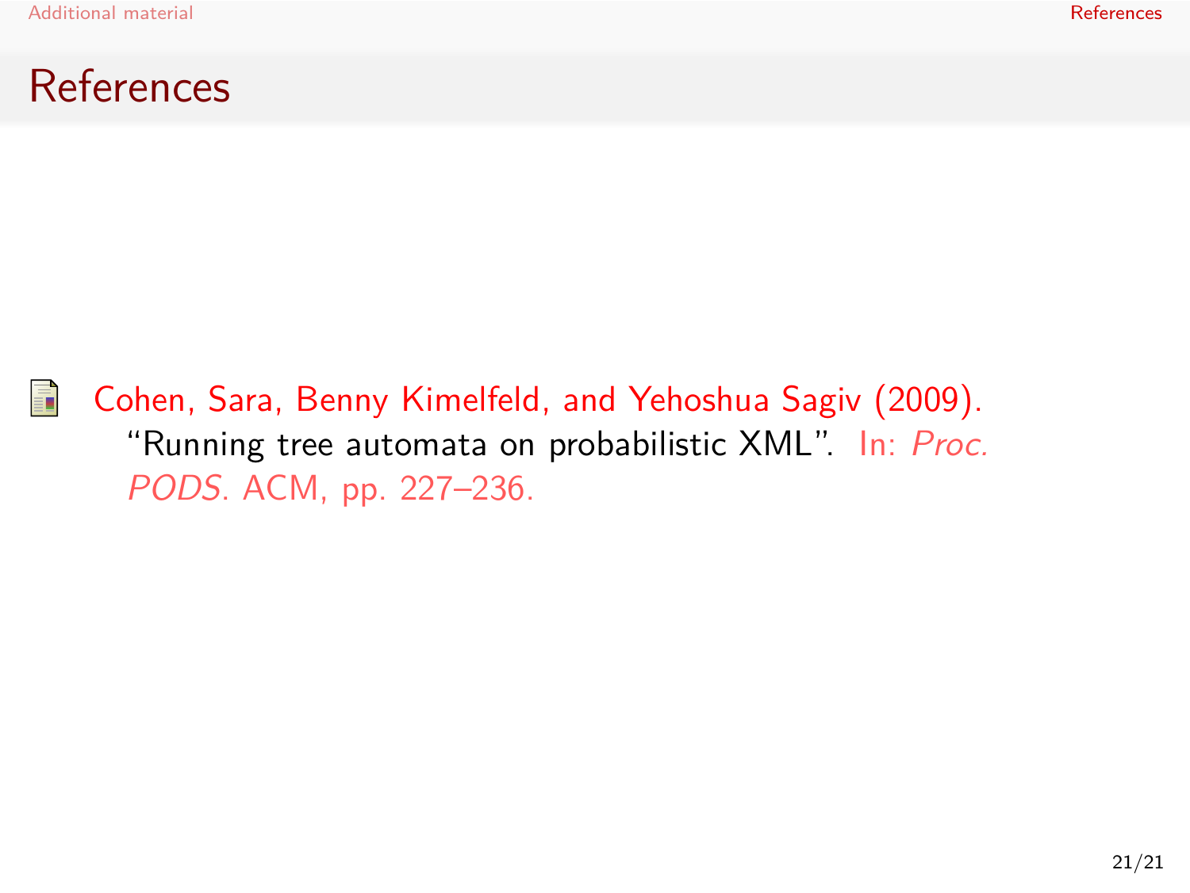# References

Cohen, Sara, Benny Kimelfeld, and Yehoshua Sagiv (2009). "Running tree automata on probabilistic XML". In: *Proc. PODS*. ACM, pp. 227–236.